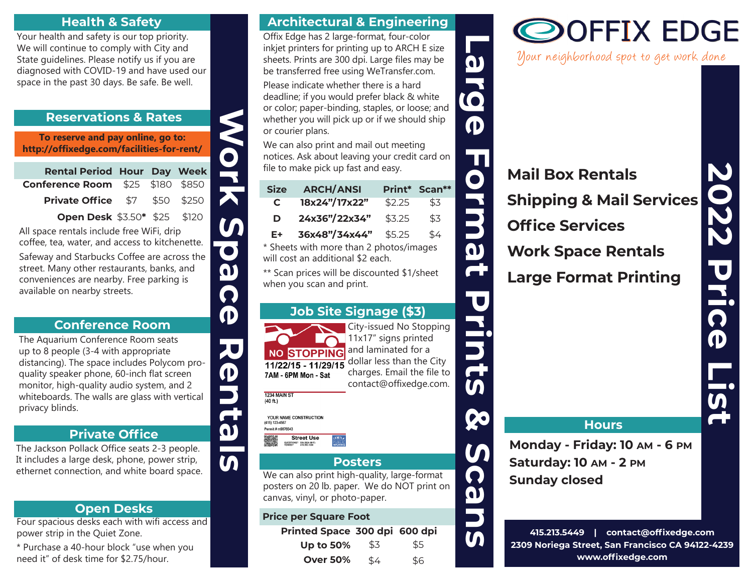# OFFIX EDGE

*Your neighborhood spot to get work done*

## 2022 Price List

**Mail Box Rentals**

**Shipping & Mail Services**

**Office Services**

**Work Space Rentals**

**Large Format Printing**

### Hours

**Monday - Friday: 10 AM - 6 PM**
**Saturday: 10 AM - 2 PM**
**Sunday closed**

**415.213.5449 | contact@offixedge.com**
**2309 Noriega Street, San Francisco CA 94122-4239**
**www.offixedge.com**

# Work Space Rentals

## Health & Safety

Your health and safety is our top priority. We will continue to comply with City and State guidelines. Please notify us if you are diagnosed with COVID-19 and have used our space in the past 30 days. Be safe. Be well.

## Reservations & Rates

**To reserve and pay online, go to: http://offixedge.com/facilities-for-rent/**

| Rental Period | Hour | Day | Week |
|---|---|---|---|
| Conference Room | $25 | $180 | $850 |
| Private Office | $7 | $50 | $250 |
| Open Desk | $3.50* | $25 | $120 |

All space rentals include free WiFi, drip coffee, tea, water, and access to kitchenette.

Safeway and Starbucks Coffee are across the street. Many other restaurants, banks, and conveniences are nearby. Free parking is available on nearby streets.

## Conference Room

The Aquarium Conference Room seats up to 8 people (3-4 with appropriate distancing). The space includes Polycom pro-quality speaker phone, 60-inch flat screen monitor, high-quality audio system, and 2 whiteboards. The walls are glass with vertical privacy blinds.

## Private Office

The Jackson Pollack Office seats 2-3 people. It includes a large desk, phone, power strip, ethernet connection, and white board space.

## Open Desks

Four spacious desks each with wifi access and power strip in the Quiet Zone.

* Purchase a 40-hour block "use when you need it" of desk time for $2.75/hour.

# Large Format Prints & Scans

## Architectural & Engineering

Offix Edge has 2 large-format, four-color inkjet printers for printing up to ARCH E size sheets. Prints are 300 dpi. Large files may be be transferred free using WeTransfer.com.

Please indicate whether there is a hard deadline; if you would prefer black & white or color; paper-binding, staples, or loose; and whether you will pick up or if we should ship or courier plans.

We can also print and mail out meeting notices. Ask about leaving your credit card on file to make pick up fast and easy.

| Size | ARCH/ANSI | Print* | Scan** |
|---|---|---|---|
| C | 18x24"/17x22" | $2.25 | $3 |
| D | 24x36"/22x34" | $3.25 | $3 |
| E+ | 36x48"/34x44" | $5.25 | $4 |

* Sheets with more than 2 photos/images will cost an additional $2 each.

** Scan prices will be discounted $1/sheet when you scan and print.

## Job Site Signage ($3)

City-issued No Stopping 11x17" signs printed and laminated for a dollar less than the City charges. Email the file to contact@offixedge.com.

## Posters

We can also print high-quality, large-format posters on 20 lb. paper. We do NOT print on canvas, vinyl, or photo-paper.

**Price per Square Foot**

| Printed Space | 300 dpi | 600 dpi |
|---|---|---|
| Up to 50% | $3 | $5 |
| Over 50% | $4 | $6 |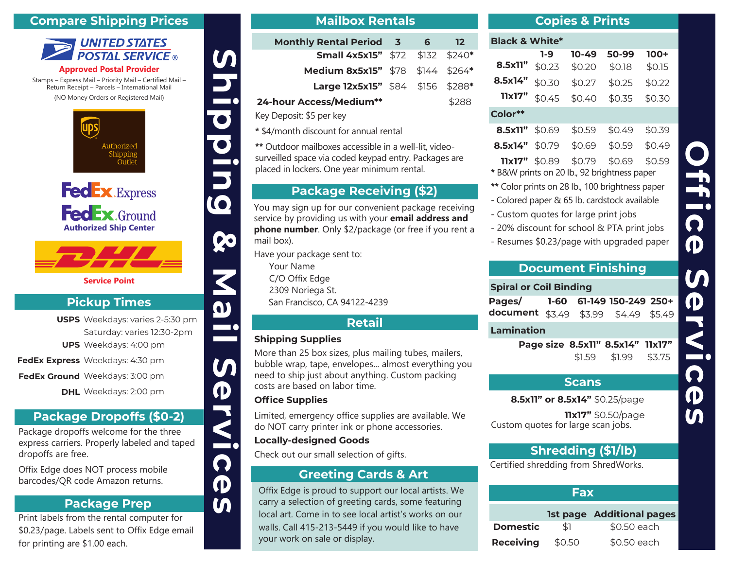# Shipping & Mail Services

## Compare Shipping Prices

UNITED STATES POSTAL SERVICE ®

**Approved Postal Provider**

Stamps – Express Mail – Priority Mail – Certified Mail – Return Receipt – Parcels – International Mail

(NO Money Orders or Registered Mail)

UPS Authorized Shipping Outlet

FedEx Express

FedEx Ground

**Authorized Ship Center**

DHL

**Service Point**

## Pickup Times

| | |
|---|---|
| **USPS** | Weekdays: varies 2-5:30 pm<br>Saturday: varies 12:30-2pm |
| **UPS** | Weekdays: 4:00 pm |
| **FedEx Express** | Weekdays: 4:30 pm |
| **FedEx Ground** | Weekdays: 3:00 pm |
| **DHL** | Weekdays: 2:00 pm |

## Package Dropoffs ($0-2)

Package dropoffs welcome for the three express carriers. Properly labeled and taped dropoffs are free.

Offix Edge does NOT process mobile barcodes/QR code Amazon returns.

## Package Prep

Print labels from the rental computer for $0.23/page. Labels sent to Offix Edge email for printing are $1.00 each.

## Mailbox Rentals

| Monthly Rental Period | 3 | 6 | 12 |
|---|---|---|---|
| **Small 4x5x15"** | $72 | $132 | $240* |
| **Medium 8x5x15"** | $78 | $144 | $264* |
| **Large 12x5x15"** | $84 | $156 | $288* |
| **24-hour Access/Medium**** | | | $288 |

Key Deposit: $5 per key

* $4/month discount for annual rental

** Outdoor mailboxes accessible in a well-lit, video-surveilled space via coded keypad entry. Packages are placed in lockers. One year minimum rental.

## Package Receiving ($2)

You may sign up for our convenient package receiving service by providing us with your **email address and phone number**. Only $2/package (or free if you rent a mail box).

Have your package sent to:

Your Name
C/O Offix Edge
2309 Noriega St.
San Francisco, CA 94122-4239

## Retail

**Shipping Supplies**

More than 25 box sizes, plus mailing tubes, mailers, bubble wrap, tape, envelopes... almost everything you need to ship just about anything. Custom packing costs are based on labor time.

**Office Supplies**

Limited, emergency office supplies are available. We do NOT carry printer ink or phone accessories.

**Locally-designed Goods**

Check out our small selection of gifts.

## Greeting Cards & Art

Offix Edge is proud to support our local artists. We carry a selection of greeting cards, some featuring local art. Come in to see local artist's works on our walls. Call 415-213-5449 if you would like to have your work on sale or display.

# Office Services

## Copies & Prints

| Black & White* | 1-9 | 10-49 | 50-99 | 100+ |
|---|---|---|---|---|
| **8.5x11"** | $0.23 | $0.20 | $0.18 | $0.15 |
| **8.5x14"** | $0.30 | $0.27 | $0.25 | $0.22 |
| **11x17"** | $0.45 | $0.40 | $0.35 | $0.30 |
| **Color**** | | | | |
| **8.5x11"** | $0.69 | $0.59 | $0.49 | $0.39 |
| **8.5x14"** | $0.79 | $0.69 | $0.59 | $0.49 |
| **11x17"** | $0.89 | $0.79 | $0.69 | $0.59 |

* B&W prints on 20 lb., 92 brightness paper

** Color prints on 28 lb., 100 brightness paper

- Colored paper & 65 lb. cardstock available
- Custom quotes for large print jobs
- 20% discount for school & PTA print jobs
- Resumes $0.23/page with upgraded paper

## Document Finishing

**Spiral or Coil Binding**

| Pages/document | 1-60 | 61-149 | 150-249 | 250+ |
|---|---|---|---|---|
| | $3.49 | $3.99 | $4.49 | $5.49 |

**Lamination**

| Page size | 8.5x11" | 8.5x14" | 11x17" |
|---|---|---|---|
| | $1.59 | $1.99 | $3.75 |

## Scans

**8.5x11" or 8.5x14"** $0.25/page

**11x17"** $0.50/page

Custom quotes for large scan jobs.

## Shredding ($1/lb)

Certified shredding from ShredWorks.

## Fax

| | 1st page | Additional pages |
|---|---|---|
| **Domestic** | $1 | $0.50 each |
| **Receiving** | $0.50 | $0.50 each |